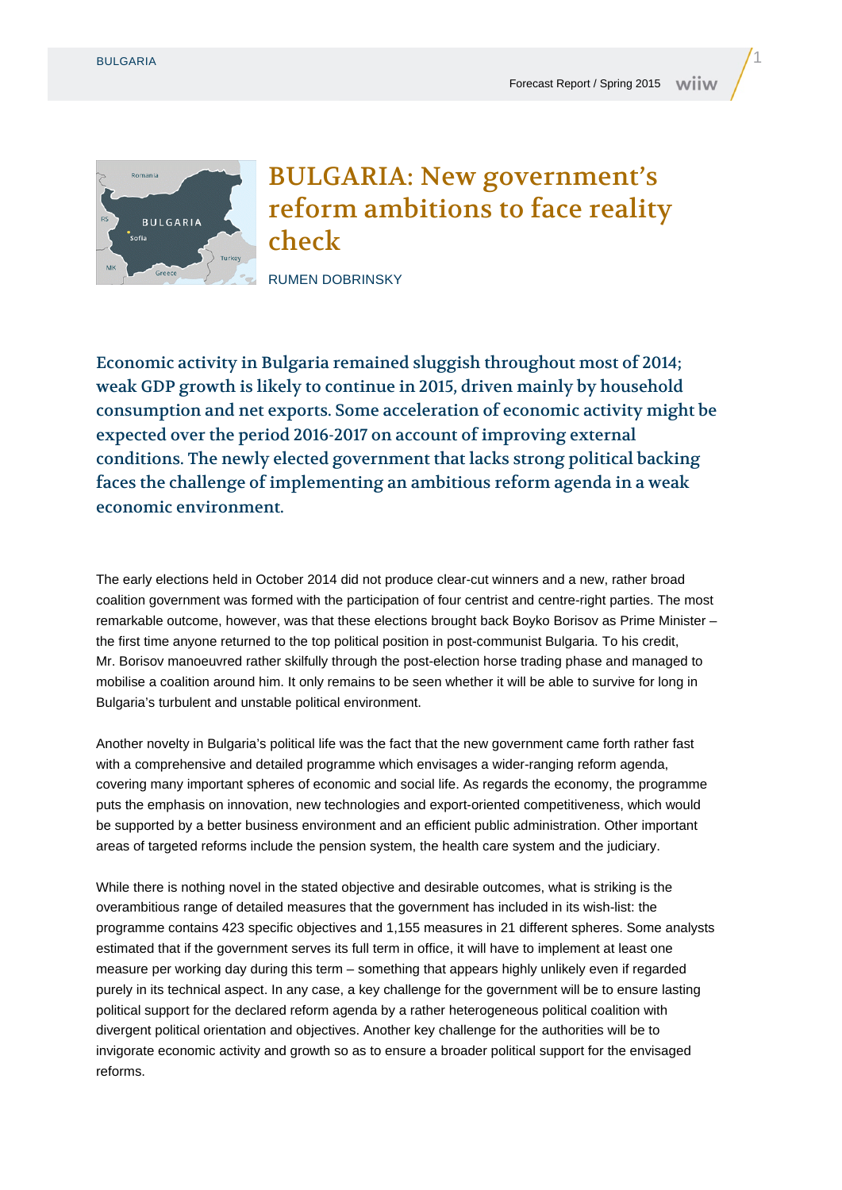# BULGARIA: New government's reform ambitions to face reality check

RUMEN DOBRINSKY

**Economic activity in Bulgaria remained sluggish throughout most of 2014; weak GDP growth is likely to continue in 2015, driven mainly by household consumption and net exports. Some acceleration of economic activity might be expected over the period 2016-2017 on account of improving external conditions. The newly elected government that lacks strong political backing faces the challenge of implementing an ambitious reform agenda in a weak economic environment.**

The early elections held in October 2014 did not produce clear-cut winners and a new, rather broad coalition government was formed with the participation of four centrist and centre-right parties. The most remarkable outcome, however, was that these elections brought back Boyko Borisov as Prime Minister – the first time anyone returned to the top political position in post-communist Bulgaria. To his credit, Mr. Borisov manoeuvred rather skilfully through the post-election horse trading phase and managed to mobilise a coalition around him. It only remains to be seen whether it will be able to survive for long in Bulgaria's turbulent and unstable political environment.

Another novelty in Bulgaria's political life was the fact that the new government came forth rather fast with a comprehensive and detailed programme which envisages a wider-ranging reform agenda, covering many important spheres of economic and social life. As regards the economy, the programme puts the emphasis on innovation, new technologies and export-oriented competitiveness, which would be supported by a better business environment and an efficient public administration. Other important areas of targeted reforms include the pension system, the health care system and the judiciary.

While there is nothing novel in the stated objective and desirable outcomes, what is striking is the overambitious range of detailed measures that the government has included in its wish-list: the programme contains 423 specific objectives and 1,155 measures in 21 different spheres. Some analysts estimated that if the government serves its full term in office, it will have to implement at least one measure per working day during this term – something that appears highly unlikely even if regarded purely in its technical aspect. In any case, a key challenge for the government will be to ensure lasting political support for the declared reform agenda by a rather heterogeneous political coalition with divergent political orientation and objectives. Another key challenge for the authorities will be to invigorate economic activity and growth so as to ensure a broader political support for the envisaged reforms.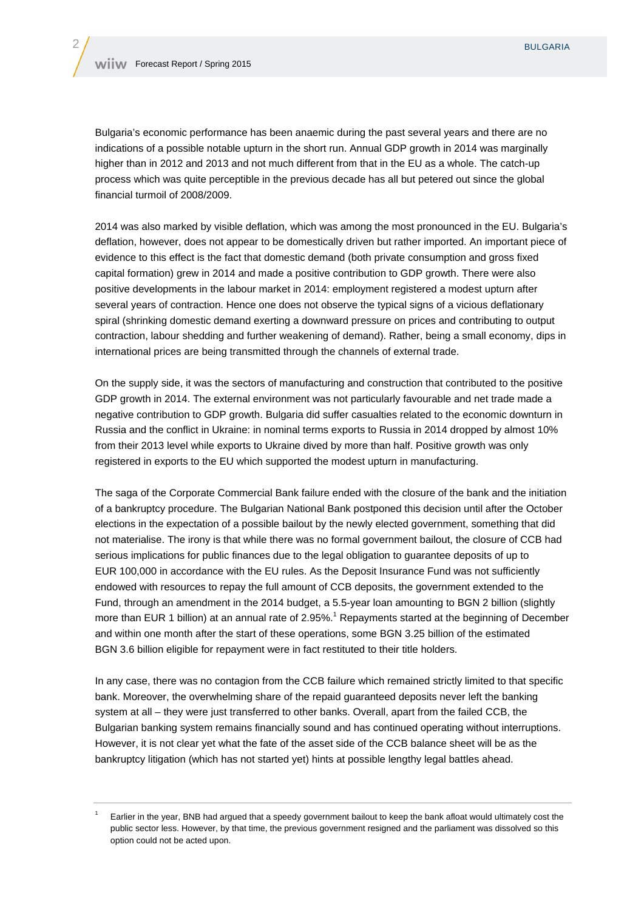Bulgaria's economic performance has been anaemic during the past several years and there are no indications of a possible notable upturn in the short run. Annual GDP growth in 2014 was marginally higher than in 2012 and 2013 and not much different from that in the EU as a whole. The catch-up process which was quite perceptible in the previous decade has all but petered out since the global financial turmoil of 2008/2009.

2014 was also marked by visible deflation, which was among the most pronounced in the EU. Bulgaria's deflation, however, does not appear to be domestically driven but rather imported. An important piece of evidence to this effect is the fact that domestic demand (both private consumption and gross fixed capital formation) grew in 2014 and made a positive contribution to GDP growth. There were also positive developments in the labour market in 2014: employment registered a modest upturn after several years of contraction. Hence one does not observe the typical signs of a vicious deflationary spiral (shrinking domestic demand exerting a downward pressure on prices and contributing to output contraction, labour shedding and further weakening of demand). Rather, being a small economy, dips in international prices are being transmitted through the channels of external trade.

On the supply side, it was the sectors of manufacturing and construction that contributed to the positive GDP growth in 2014. The external environment was not particularly favourable and net trade made a negative contribution to GDP growth. Bulgaria did suffer casualties related to the economic downturn in Russia and the conflict in Ukraine: in nominal terms exports to Russia in 2014 dropped by almost 10% from their 2013 level while exports to Ukraine dived by more than half. Positive growth was only registered in exports to the EU which supported the modest upturn in manufacturing.

The saga of the Corporate Commercial Bank failure ended with the closure of the bank and the initiation of a bankruptcy procedure. The Bulgarian National Bank postponed this decision until after the October elections in the expectation of a possible bailout by the newly elected government, something that did not materialise. The irony is that while there was no formal government bailout, the closure of CCB had serious implications for public finances due to the legal obligation to guarantee deposits of up to EUR 100,000 in accordance with the EU rules. As the Deposit Insurance Fund was not sufficiently endowed with resources to repay the full amount of CCB deposits, the government extended to the Fund, through an amendment in the 2014 budget, a 5.5-year loan amounting to BGN 2 billion (slightly more than EUR 1 billion) at an annual rate of 2.95%.[1] Repayments started at the beginning of December and within one month after the start of these operations, some BGN 3.25 billion of the estimated BGN 3.6 billion eligible for repayment were in fact restituted to their title holders.

In any case, there was no contagion from the CCB failure which remained strictly limited to that specific bank. Moreover, the overwhelming share of the repaid guaranteed deposits never left the banking system at all – they were just transferred to other banks. Overall, apart from the failed CCB, the Bulgarian banking system remains financially sound and has continued operating without interruptions. However, it is not clear yet what the fate of the asset side of the CCB balance sheet will be as the bankruptcy litigation (which has not started yet) hints at possible lengthy legal battles ahead.

---

[1] Earlier in the year, BNB had argued that a speedy government bailout to keep the bank afloat would ultimately cost the public sector less. However, by that time, the previous government resigned and the parliament was dissolved so this option could not be acted upon.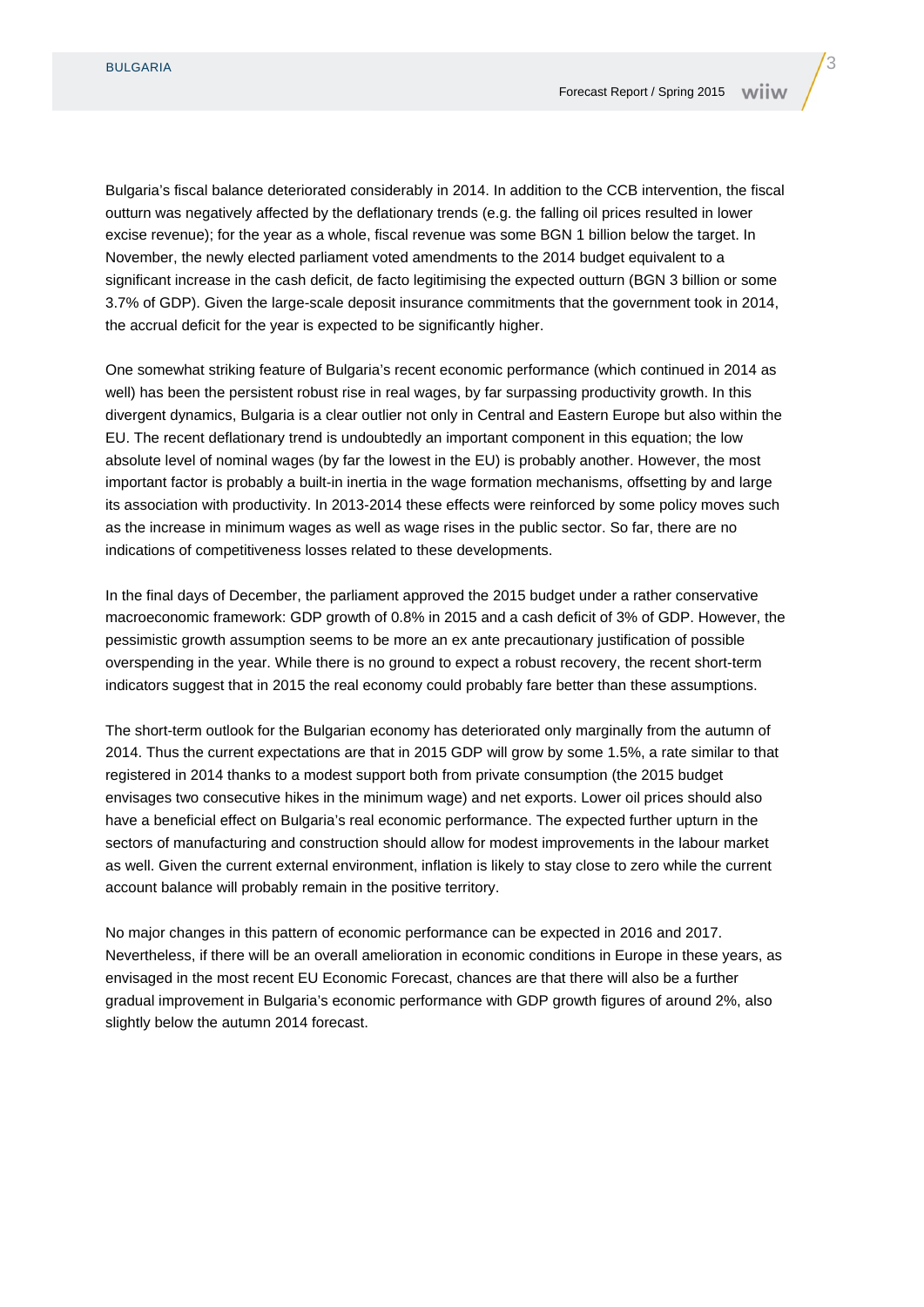Bulgaria's fiscal balance deteriorated considerably in 2014. In addition to the CCB intervention, the fiscal outturn was negatively affected by the deflationary trends (e.g. the falling oil prices resulted in lower excise revenue); for the year as a whole, fiscal revenue was some BGN 1 billion below the target. In November, the newly elected parliament voted amendments to the 2014 budget equivalent to a significant increase in the cash deficit, de facto legitimising the expected outturn (BGN 3 billion or some 3.7% of GDP). Given the large-scale deposit insurance commitments that the government took in 2014, the accrual deficit for the year is expected to be significantly higher.

One somewhat striking feature of Bulgaria's recent economic performance (which continued in 2014 as well) has been the persistent robust rise in real wages, by far surpassing productivity growth. In this divergent dynamics, Bulgaria is a clear outlier not only in Central and Eastern Europe but also within the EU. The recent deflationary trend is undoubtedly an important component in this equation; the low absolute level of nominal wages (by far the lowest in the EU) is probably another. However, the most important factor is probably a built-in inertia in the wage formation mechanisms, offsetting by and large its association with productivity. In 2013-2014 these effects were reinforced by some policy moves such as the increase in minimum wages as well as wage rises in the public sector. So far, there are no indications of competitiveness losses related to these developments.

In the final days of December, the parliament approved the 2015 budget under a rather conservative macroeconomic framework: GDP growth of 0.8% in 2015 and a cash deficit of 3% of GDP. However, the pessimistic growth assumption seems to be more an ex ante precautionary justification of possible overspending in the year. While there is no ground to expect a robust recovery, the recent short-term indicators suggest that in 2015 the real economy could probably fare better than these assumptions.

The short-term outlook for the Bulgarian economy has deteriorated only marginally from the autumn of 2014. Thus the current expectations are that in 2015 GDP will grow by some 1.5%, a rate similar to that registered in 2014 thanks to a modest support both from private consumption (the 2015 budget envisages two consecutive hikes in the minimum wage) and net exports. Lower oil prices should also have a beneficial effect on Bulgaria's real economic performance. The expected further upturn in the sectors of manufacturing and construction should allow for modest improvements in the labour market as well. Given the current external environment, inflation is likely to stay close to zero while the current account balance will probably remain in the positive territory.

No major changes in this pattern of economic performance can be expected in 2016 and 2017. Nevertheless, if there will be an overall amelioration in economic conditions in Europe in these years, as envisaged in the most recent EU Economic Forecast, chances are that there will also be a further gradual improvement in Bulgaria's economic performance with GDP growth figures of around 2%, also slightly below the autumn 2014 forecast.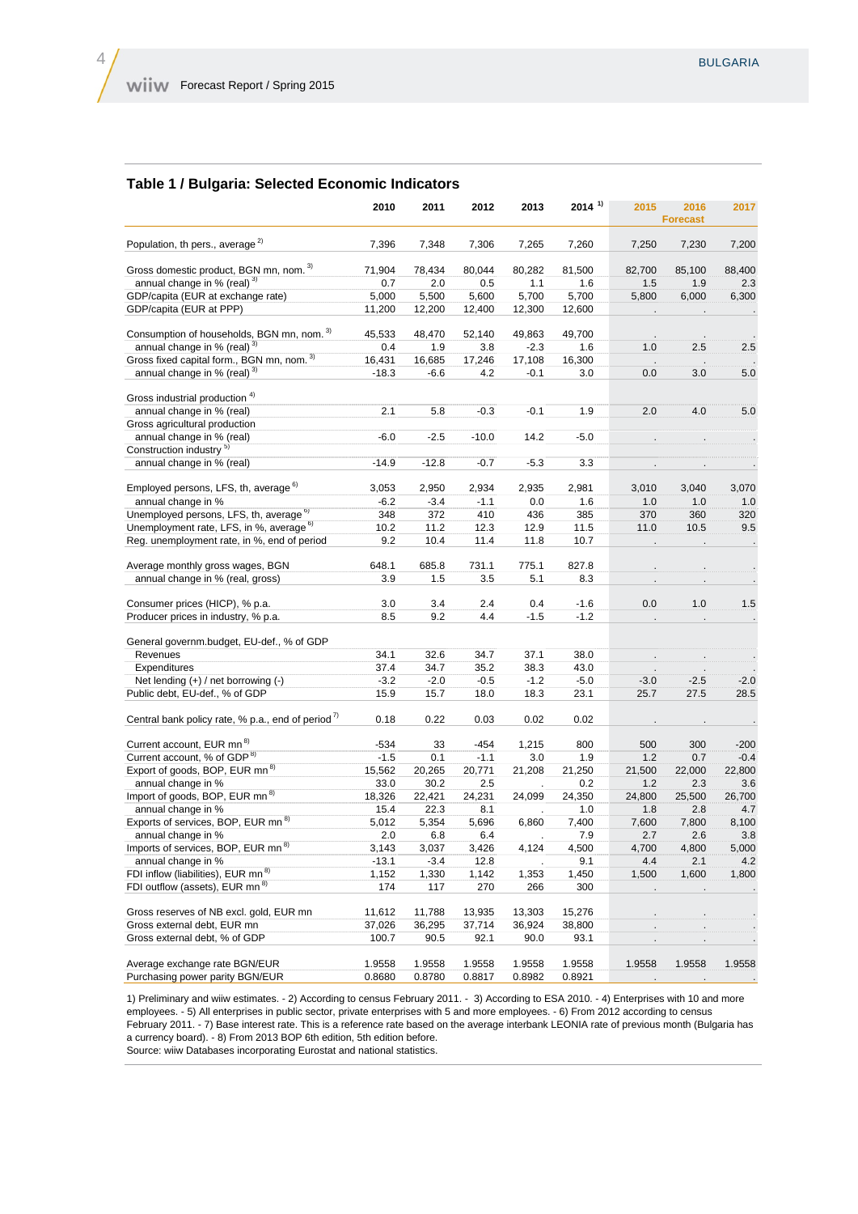## Table 1 / Bulgaria: Selected Economic Indicators

| | 2010 | 2011 | 2012 | 2013 | 2014 [1] | 2015 | 2016 Forecast | 2017 |
|---|---|---|---|---|---|---|---|---|
| Population, th pers., average [2] | 7,396 | 7,348 | 7,306 | 7,265 | 7,260 | 7,250 | 7,230 | 7,200 |
| Gross domestic product, BGN mn, nom. [3] | 71,904 | 78,434 | 80,044 | 80,282 | 81,500 | 82,700 | 85,100 | 88,400 |
| annual change in % (real) [3] | 0.7 | 2.0 | 0.5 | 1.1 | 1.6 | 1.5 | 1.9 | 2.3 |
| GDP/capita (EUR at exchange rate) | 5,000 | 5,500 | 5,600 | 5,700 | 5,700 | 5,800 | 6,000 | 6,300 |
| GDP/capita (EUR at PPP) | 11,200 | 12,200 | 12,400 | 12,300 | 12,600 | . | . | . |
| Consumption of households, BGN mn, nom. [3] | 45,533 | 48,470 | 52,140 | 49,863 | 49,700 | . | . | . |
| annual change in % (real) [3] | 0.4 | 1.9 | 3.8 | -2.3 | 1.6 | 1.0 | 2.5 | 2.5 |
| Gross fixed capital form., BGN mn, nom. [3] | 16,431 | 16,685 | 17,246 | 17,108 | 16,300 | . | . | . |
| annual change in % (real) [3] | -18.3 | -6.6 | 4.2 | -0.1 | 3.0 | 0.0 | 3.0 | 5.0 |
| Gross industrial production [4] | | | | | | | | |
| annual change in % (real) | 2.1 | 5.8 | -0.3 | -0.1 | 1.9 | 2.0 | 4.0 | 5.0 |
| Gross agricultural production | | | | | | | | |
| annual change in % (real) | -6.0 | -2.5 | -10.0 | 14.2 | -5.0 | . | . | . |
| Construction industry [5] | | | | | | | | |
| annual change in % (real) | -14.9 | -12.8 | -0.7 | -5.3 | 3.3 | . | . | . |
| Employed persons, LFS, th, average [6] | 3,053 | 2,950 | 2,934 | 2,935 | 2,981 | 3,010 | 3,040 | 3,070 |
| annual change in % | -6.2 | -3.4 | -1.1 | 0.0 | 1.6 | 1.0 | 1.0 | 1.0 |
| Unemployed persons, LFS, th, average [6] | 348 | 372 | 410 | 436 | 385 | 370 | 360 | 320 |
| Unemployment rate, LFS, in %, average [6] | 10.2 | 11.2 | 12.3 | 12.9 | 11.5 | 11.0 | 10.5 | 9.5 |
| Reg. unemployment rate, in %, end of period | 9.2 | 10.4 | 11.4 | 11.8 | 10.7 | . | . | . |
| Average monthly gross wages, BGN | 648.1 | 685.8 | 731.1 | 775.1 | 827.8 | . | . | . |
| annual change in % (real, gross) | 3.9 | 1.5 | 3.5 | 5.1 | 8.3 | . | . | . |
| Consumer prices (HICP), % p.a. | 3.0 | 3.4 | 2.4 | 0.4 | -1.6 | 0.0 | 1.0 | 1.5 |
| Producer prices in industry, % p.a. | 8.5 | 9.2 | 4.4 | -1.5 | -1.2 | . | . | . |
| General governm.budget, EU-def., % of GDP | | | | | | | | |
| Revenues | 34.1 | 32.6 | 34.7 | 37.1 | 38.0 | . | . | . |
| Expenditures | 37.4 | 34.7 | 35.2 | 38.3 | 43.0 | . | . | . |
| Net lending (+) / net borrowing (-) | -3.2 | -2.0 | -0.5 | -1.2 | -5.0 | -3.0 | -2.5 | -2.0 |
| Public debt, EU-def., % of GDP | 15.9 | 15.7 | 18.0 | 18.3 | 23.1 | 25.7 | 27.5 | 28.5 |
| Central bank policy rate, % p.a., end of period [7] | 0.18 | 0.22 | 0.03 | 0.02 | 0.02 | . | . | . |
| Current account, EUR mn [8] | -534 | 33 | -454 | 1,215 | 800 | 500 | 300 | -200 |
| Current account, % of GDP [8] | -1.5 | 0.1 | -1.1 | 3.0 | 1.9 | 1.2 | 0.7 | -0.4 |
| Export of goods, BOP, EUR mn [8] | 15,562 | 20,265 | 20,771 | 21,208 | 21,250 | 21,500 | 22,000 | 22,800 |
| annual change in % | 33.0 | 30.2 | 2.5 | . | 0.2 | 1.2 | 2.3 | 3.6 |
| Import of goods, BOP, EUR mn [8] | 18,326 | 22,421 | 24,231 | 24,099 | 24,350 | 24,800 | 25,500 | 26,700 |
| annual change in % | 15.4 | 22.3 | 8.1 | . | 1.0 | 1.8 | 2.8 | 4.7 |
| Exports of services, BOP, EUR mn [8] | 5,012 | 5,354 | 5,696 | 6,860 | 7,400 | 7,600 | 7,800 | 8,100 |
| annual change in % | 2.0 | 6.8 | 6.4 | . | 7.9 | 2.7 | 2.6 | 3.8 |
| Imports of services, BOP, EUR mn [8] | 3,143 | 3,037 | 3,426 | 4,124 | 4,500 | 4,700 | 4,800 | 5,000 |
| annual change in % | -13.1 | -3.4 | 12.8 | . | 9.1 | 4.4 | 2.1 | 4.2 |
| FDI inflow (liabilities), EUR mn [8] | 1,152 | 1,330 | 1,142 | 1,353 | 1,450 | 1,500 | 1,600 | 1,800 |
| FDI outflow (assets), EUR mn [8] | 174 | 117 | 270 | 266 | 300 | . | . | . |
| Gross reserves of NB excl. gold, EUR mn | 11,612 | 11,788 | 13,935 | 13,303 | 15,276 | . | . | . |
| Gross external debt, EUR mn | 37,026 | 36,295 | 37,714 | 36,924 | 38,800 | . | . | . |
| Gross external debt, % of GDP | 100.7 | 90.5 | 92.1 | 90.0 | 93.1 | . | . | . |
| Average exchange rate BGN/EUR | 1.9558 | 1.9558 | 1.9558 | 1.9558 | 1.9558 | 1.9558 | 1.9558 | 1.9558 |
| Purchasing power parity BGN/EUR | 0.8680 | 0.8780 | 0.8817 | 0.8982 | 0.8921 | . | . | . |

1) Preliminary and wiiw estimates. - 2) According to census February 2011. - 3) According to ESA 2010. - 4) Enterprises with 10 and more employees. - 5) All enterprises in public sector, private enterprises with 5 and more employees. - 6) From 2012 according to census February 2011. - 7) Base interest rate. This is a reference rate based on the average interbank LEONIA rate of previous month (Bulgaria has a currency board). - 8) From 2013 BOP 6th edition, 5th edition before.

Source: wiiw Databases incorporating Eurostat and national statistics.